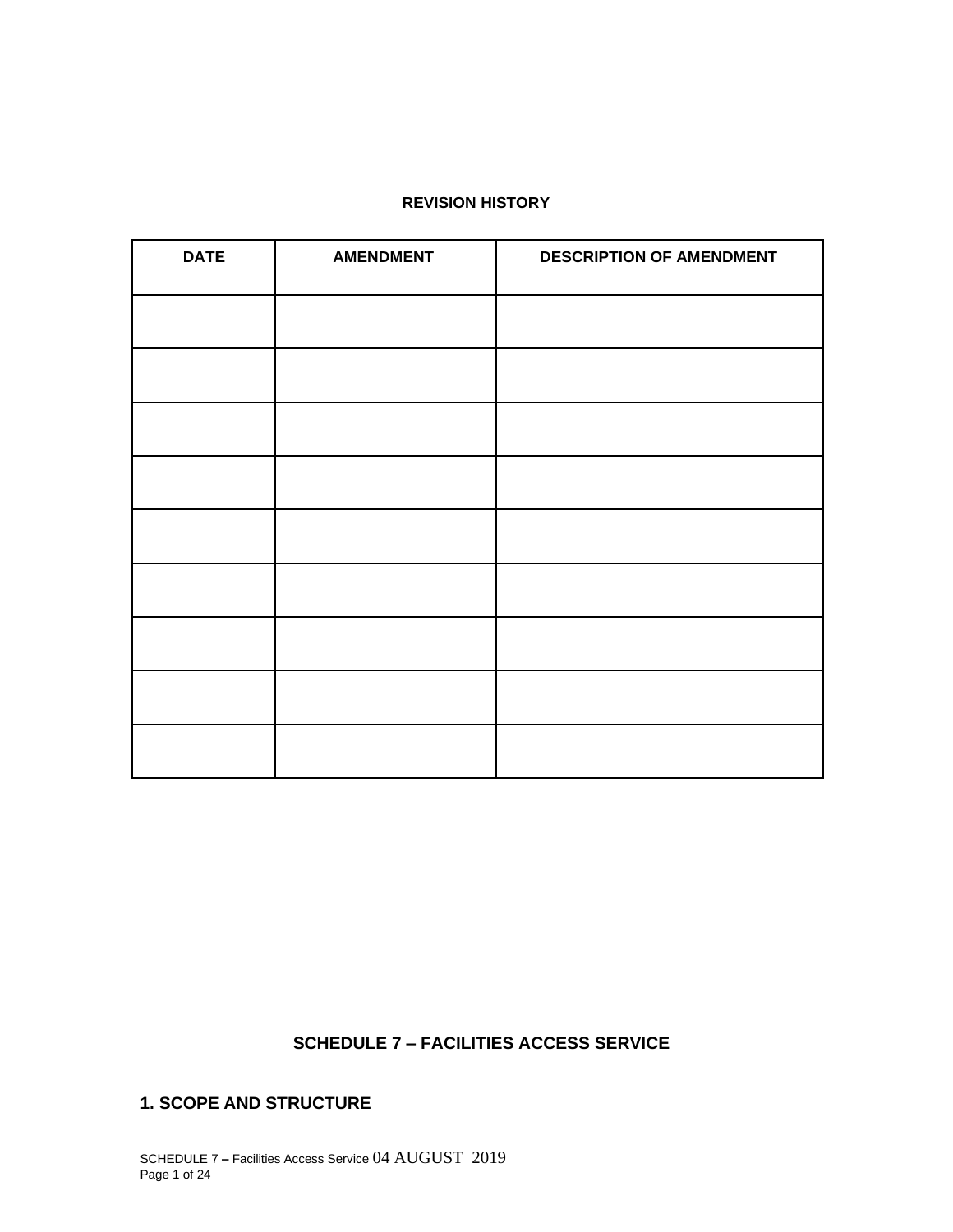**REVISION HISTORY**

| DATE | AMENDMENT | DESCRIPTION OF AMENDMENT |
|---|---|---|
| | | |
| | | |
| | | |
| | | |
| | | |
| | | |
| | | |
| | | |
| | | |

# SCHEDULE 7 – FACILITIES ACCESS SERVICE

## 1. SCOPE AND STRUCTURE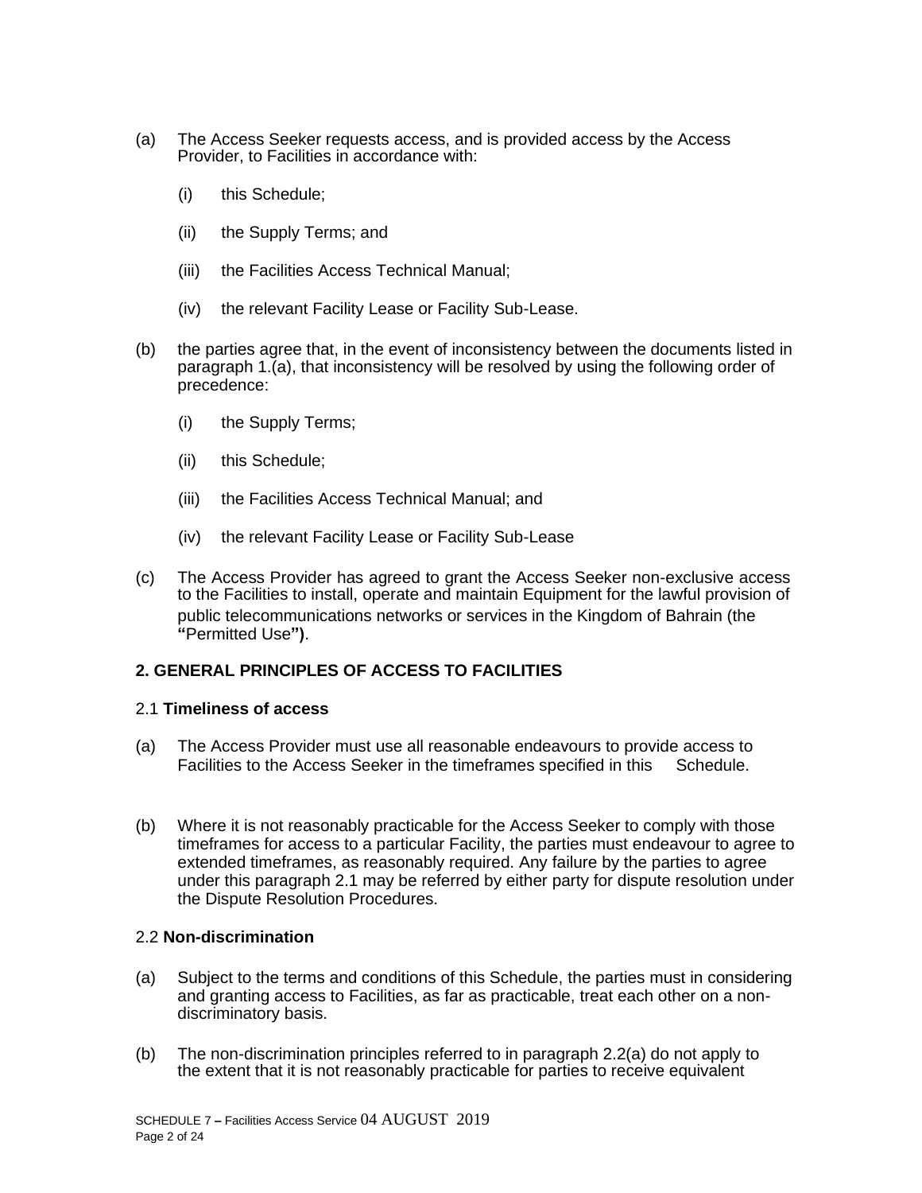(a) The Access Seeker requests access, and is provided access by the Access Provider, to Facilities in accordance with:

   (i) this Schedule;

   (ii) the Supply Terms; and

   (iii) the Facilities Access Technical Manual;

   (iv) the relevant Facility Lease or Facility Sub-Lease.

(b) the parties agree that, in the event of inconsistency between the documents listed in paragraph 1.(a), that inconsistency will be resolved by using the following order of precedence:

   (i) the Supply Terms;

   (ii) this Schedule;

   (iii) the Facilities Access Technical Manual; and

   (iv) the relevant Facility Lease or Facility Sub-Lease

(c) The Access Provider has agreed to grant the Access Seeker non-exclusive access to the Facilities to install, operate and maintain Equipment for the lawful provision of public telecommunications networks or services in the Kingdom of Bahrain (the **"**Permitted Use**")**.

## 2. GENERAL PRINCIPLES OF ACCESS TO FACILITIES

### 2.1 **Timeliness of access**

(a) The Access Provider must use all reasonable endeavours to provide access to Facilities to the Access Seeker in the timeframes specified in this Schedule.

(b) Where it is not reasonably practicable for the Access Seeker to comply with those timeframes for access to a particular Facility, the parties must endeavour to agree to extended timeframes, as reasonably required. Any failure by the parties to agree under this paragraph 2.1 may be referred by either party for dispute resolution under the Dispute Resolution Procedures.

### 2.2 **Non-discrimination**

(a) Subject to the terms and conditions of this Schedule, the parties must in considering and granting access to Facilities, as far as practicable, treat each other on a non-discriminatory basis.

(b) The non-discrimination principles referred to in paragraph 2.2(a) do not apply to the extent that it is not reasonably practicable for parties to receive equivalent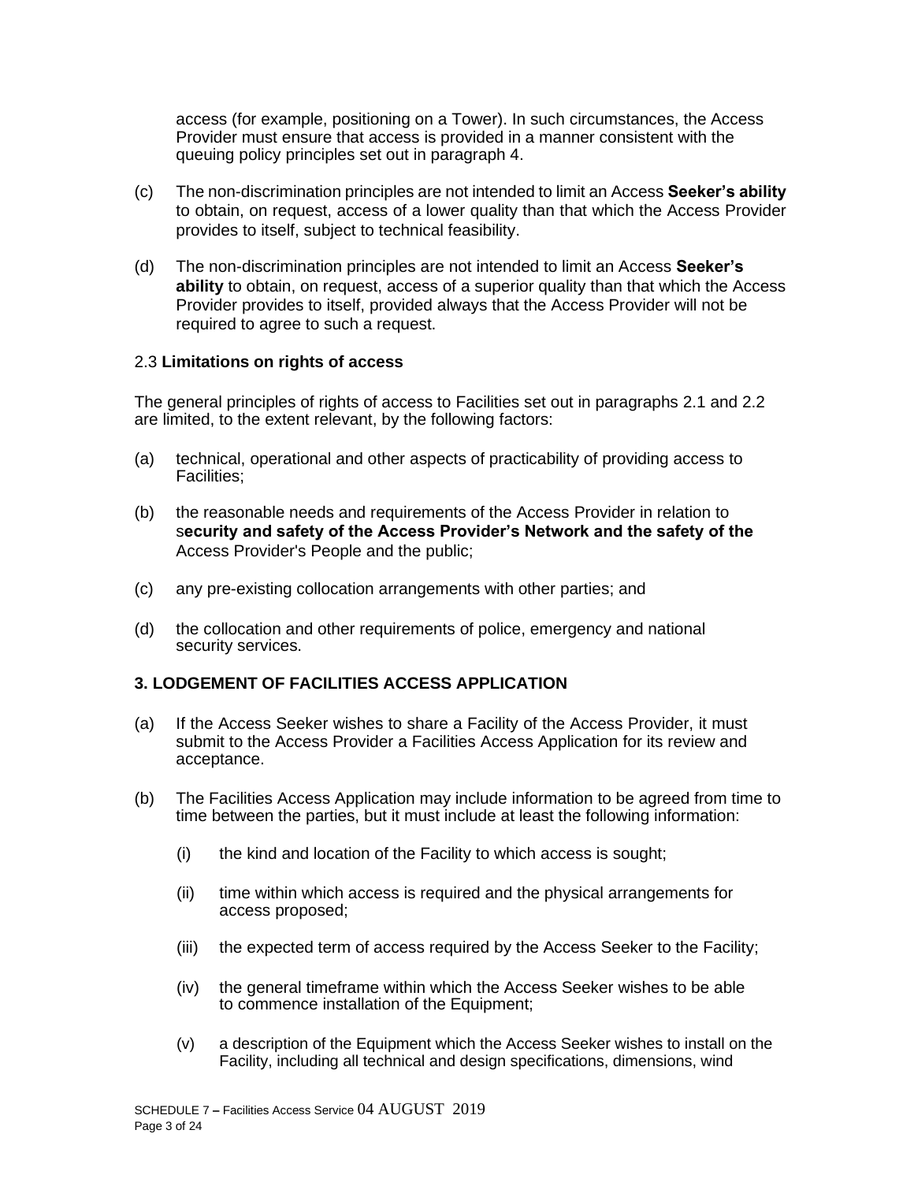access (for example, positioning on a Tower). In such circumstances, the Access Provider must ensure that access is provided in a manner consistent with the queuing policy principles set out in paragraph 4.

(c) The non-discrimination principles are not intended to limit an Access **Seeker's ability** to obtain, on request, access of a lower quality than that which the Access Provider provides to itself, subject to technical feasibility.

(d) The non-discrimination principles are not intended to limit an Access **Seeker's ability** to obtain, on request, access of a superior quality than that which the Access Provider provides to itself, provided always that the Access Provider will not be required to agree to such a request.

2.3 **Limitations on rights of access**

The general principles of rights of access to Facilities set out in paragraphs 2.1 and 2.2 are limited, to the extent relevant, by the following factors:

(a) technical, operational and other aspects of practicability of providing access to Facilities;

(b) the reasonable needs and requirements of the Access Provider in relation to s**ecurity and safety of the Access Provider's Network and the safety of the** Access Provider's People and the public;

(c) any pre-existing collocation arrangements with other parties; and

(d) the collocation and other requirements of police, emergency and national security services.

## 3. LODGEMENT OF FACILITIES ACCESS APPLICATION

(a) If the Access Seeker wishes to share a Facility of the Access Provider, it must submit to the Access Provider a Facilities Access Application for its review and acceptance.

(b) The Facilities Access Application may include information to be agreed from time to time between the parties, but it must include at least the following information:

   (i) the kind and location of the Facility to which access is sought;

   (ii) time within which access is required and the physical arrangements for access proposed;

   (iii) the expected term of access required by the Access Seeker to the Facility;

   (iv) the general timeframe within which the Access Seeker wishes to be able to commence installation of the Equipment;

   (v) a description of the Equipment which the Access Seeker wishes to install on the Facility, including all technical and design specifications, dimensions, wind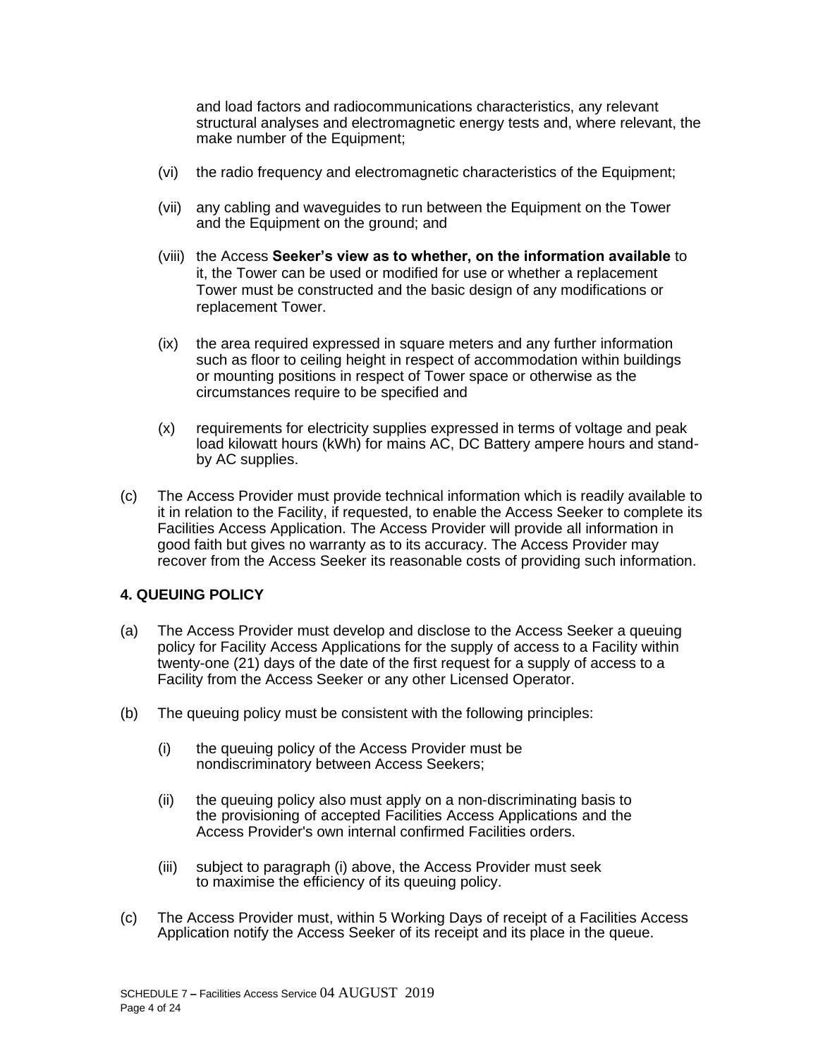and load factors and radiocommunications characteristics, any relevant structural analyses and electromagnetic energy tests and, where relevant, the make number of the Equipment;

(vi) the radio frequency and electromagnetic characteristics of the Equipment;

(vii) any cabling and waveguides to run between the Equipment on the Tower and the Equipment on the ground; and

(viii) the Access **Seeker's view as to whether, on the information available** to it, the Tower can be used or modified for use or whether a replacement Tower must be constructed and the basic design of any modifications or replacement Tower.

(ix) the area required expressed in square meters and any further information such as floor to ceiling height in respect of accommodation within buildings or mounting positions in respect of Tower space or otherwise as the circumstances require to be specified and

(x) requirements for electricity supplies expressed in terms of voltage and peak load kilowatt hours (kWh) for mains AC, DC Battery ampere hours and stand-by AC supplies.

(c) The Access Provider must provide technical information which is readily available to it in relation to the Facility, if requested, to enable the Access Seeker to complete its Facilities Access Application. The Access Provider will provide all information in good faith but gives no warranty as to its accuracy. The Access Provider may recover from the Access Seeker its reasonable costs of providing such information.

## 4. QUEUING POLICY

(a) The Access Provider must develop and disclose to the Access Seeker a queuing policy for Facility Access Applications for the supply of access to a Facility within twenty-one (21) days of the date of the first request for a supply of access to a Facility from the Access Seeker or any other Licensed Operator.

(b) The queuing policy must be consistent with the following principles:

(i) the queuing policy of the Access Provider must be nondiscriminatory between Access Seekers;

(ii) the queuing policy also must apply on a non-discriminating basis to the provisioning of accepted Facilities Access Applications and the Access Provider's own internal confirmed Facilities orders.

(iii) subject to paragraph (i) above, the Access Provider must seek to maximise the efficiency of its queuing policy.

(c) The Access Provider must, within 5 Working Days of receipt of a Facilities Access Application notify the Access Seeker of its receipt and its place in the queue.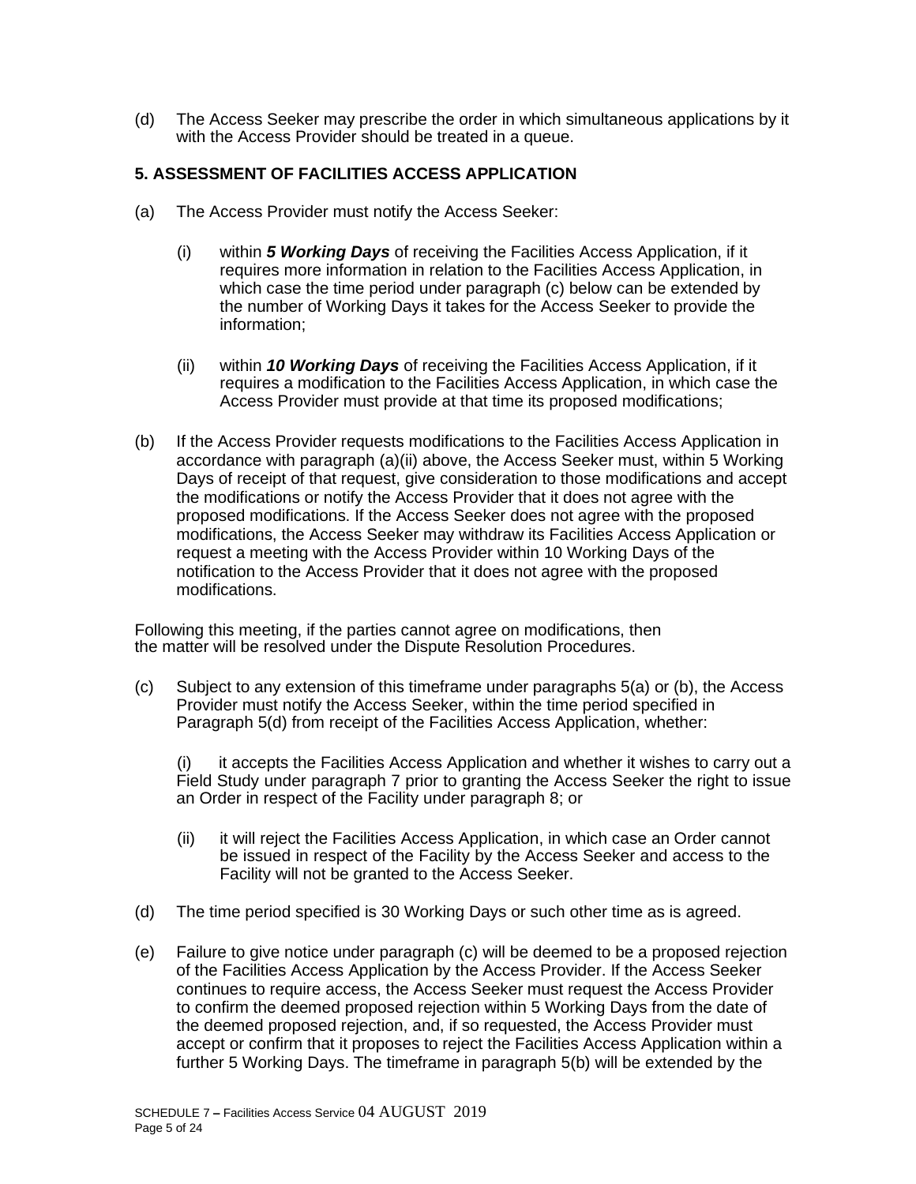(d) The Access Seeker may prescribe the order in which simultaneous applications by it with the Access Provider should be treated in a queue.

## 5. ASSESSMENT OF FACILITIES ACCESS APPLICATION

(a) The Access Provider must notify the Access Seeker:

(i) within ***5 Working Days*** of receiving the Facilities Access Application, if it requires more information in relation to the Facilities Access Application, in which case the time period under paragraph (c) below can be extended by the number of Working Days it takes for the Access Seeker to provide the information;

(ii) within ***10 Working Days*** of receiving the Facilities Access Application, if it requires a modification to the Facilities Access Application, in which case the Access Provider must provide at that time its proposed modifications;

(b) If the Access Provider requests modifications to the Facilities Access Application in accordance with paragraph (a)(ii) above, the Access Seeker must, within 5 Working Days of receipt of that request, give consideration to those modifications and accept the modifications or notify the Access Provider that it does not agree with the proposed modifications. If the Access Seeker does not agree with the proposed modifications, the Access Seeker may withdraw its Facilities Access Application or request a meeting with the Access Provider within 10 Working Days of the notification to the Access Provider that it does not agree with the proposed modifications.

Following this meeting, if the parties cannot agree on modifications, then the matter will be resolved under the Dispute Resolution Procedures.

(c) Subject to any extension of this timeframe under paragraphs 5(a) or (b), the Access Provider must notify the Access Seeker, within the time period specified in Paragraph 5(d) from receipt of the Facilities Access Application, whether:

(i) it accepts the Facilities Access Application and whether it wishes to carry out a Field Study under paragraph 7 prior to granting the Access Seeker the right to issue an Order in respect of the Facility under paragraph 8; or

(ii) it will reject the Facilities Access Application, in which case an Order cannot be issued in respect of the Facility by the Access Seeker and access to the Facility will not be granted to the Access Seeker.

(d) The time period specified is 30 Working Days or such other time as is agreed.

(e) Failure to give notice under paragraph (c) will be deemed to be a proposed rejection of the Facilities Access Application by the Access Provider. If the Access Seeker continues to require access, the Access Seeker must request the Access Provider to confirm the deemed proposed rejection within 5 Working Days from the date of the deemed proposed rejection, and, if so requested, the Access Provider must accept or confirm that it proposes to reject the Facilities Access Application within a further 5 Working Days. The timeframe in paragraph 5(b) will be extended by the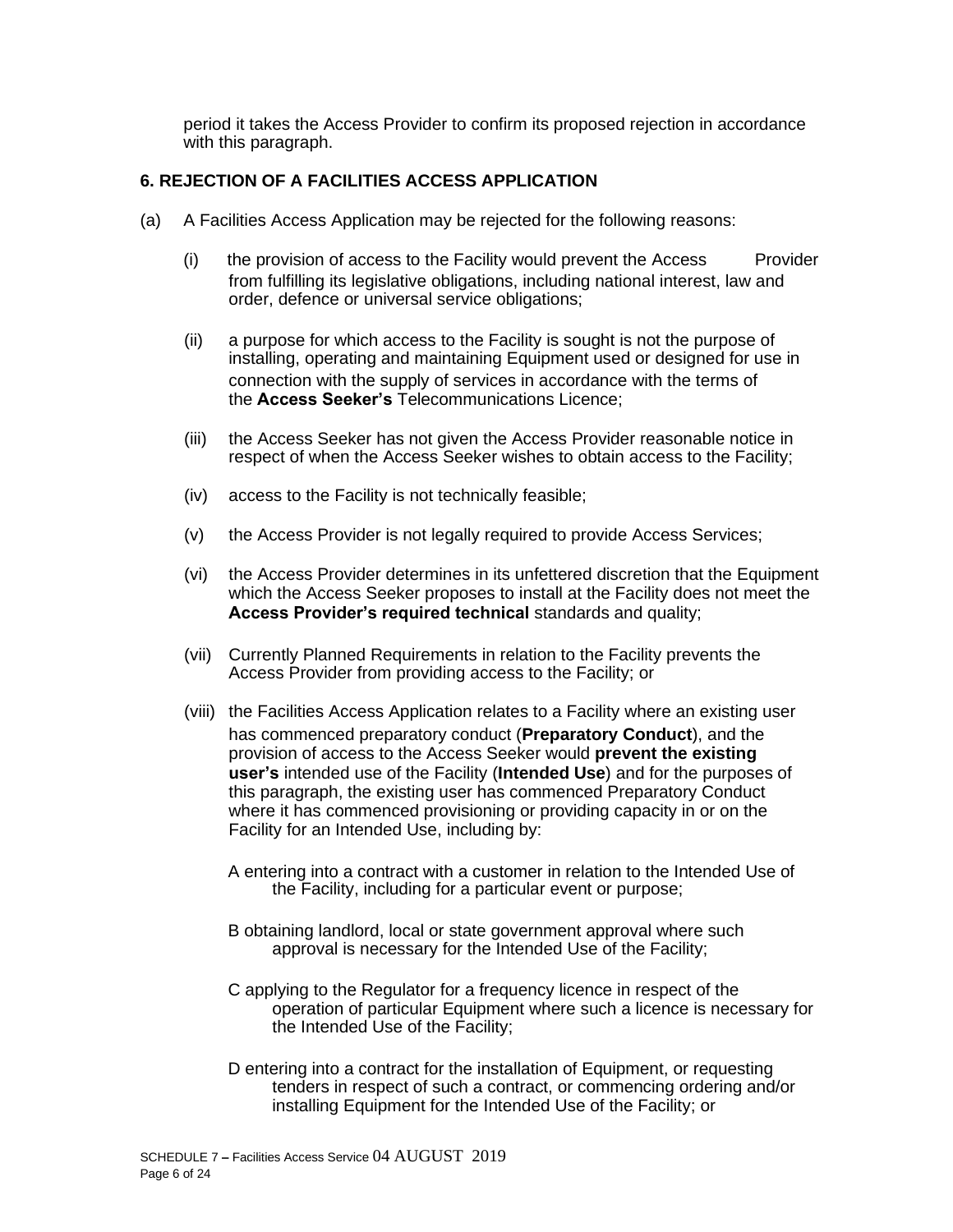period it takes the Access Provider to confirm its proposed rejection in accordance with this paragraph.

## 6. REJECTION OF A FACILITIES ACCESS APPLICATION

(a) A Facilities Access Application may be rejected for the following reasons:

(i) the provision of access to the Facility would prevent the Access Provider from fulfilling its legislative obligations, including national interest, law and order, defence or universal service obligations;

(ii) a purpose for which access to the Facility is sought is not the purpose of installing, operating and maintaining Equipment used or designed for use in connection with the supply of services in accordance with the terms of the **Access Seeker's** Telecommunications Licence;

(iii) the Access Seeker has not given the Access Provider reasonable notice in respect of when the Access Seeker wishes to obtain access to the Facility;

(iv) access to the Facility is not technically feasible;

(v) the Access Provider is not legally required to provide Access Services;

(vi) the Access Provider determines in its unfettered discretion that the Equipment which the Access Seeker proposes to install at the Facility does not meet the **Access Provider's required technical** standards and quality;

(vii) Currently Planned Requirements in relation to the Facility prevents the Access Provider from providing access to the Facility; or

(viii) the Facilities Access Application relates to a Facility where an existing user has commenced preparatory conduct (**Preparatory Conduct**), and the provision of access to the Access Seeker would **prevent the existing user's** intended use of the Facility (**Intended Use**) and for the purposes of this paragraph, the existing user has commenced Preparatory Conduct where it has commenced provisioning or providing capacity in or on the Facility for an Intended Use, including by:

A entering into a contract with a customer in relation to the Intended Use of the Facility, including for a particular event or purpose;

B obtaining landlord, local or state government approval where such approval is necessary for the Intended Use of the Facility;

C applying to the Regulator for a frequency licence in respect of the operation of particular Equipment where such a licence is necessary for the Intended Use of the Facility;

D entering into a contract for the installation of Equipment, or requesting tenders in respect of such a contract, or commencing ordering and/or installing Equipment for the Intended Use of the Facility; or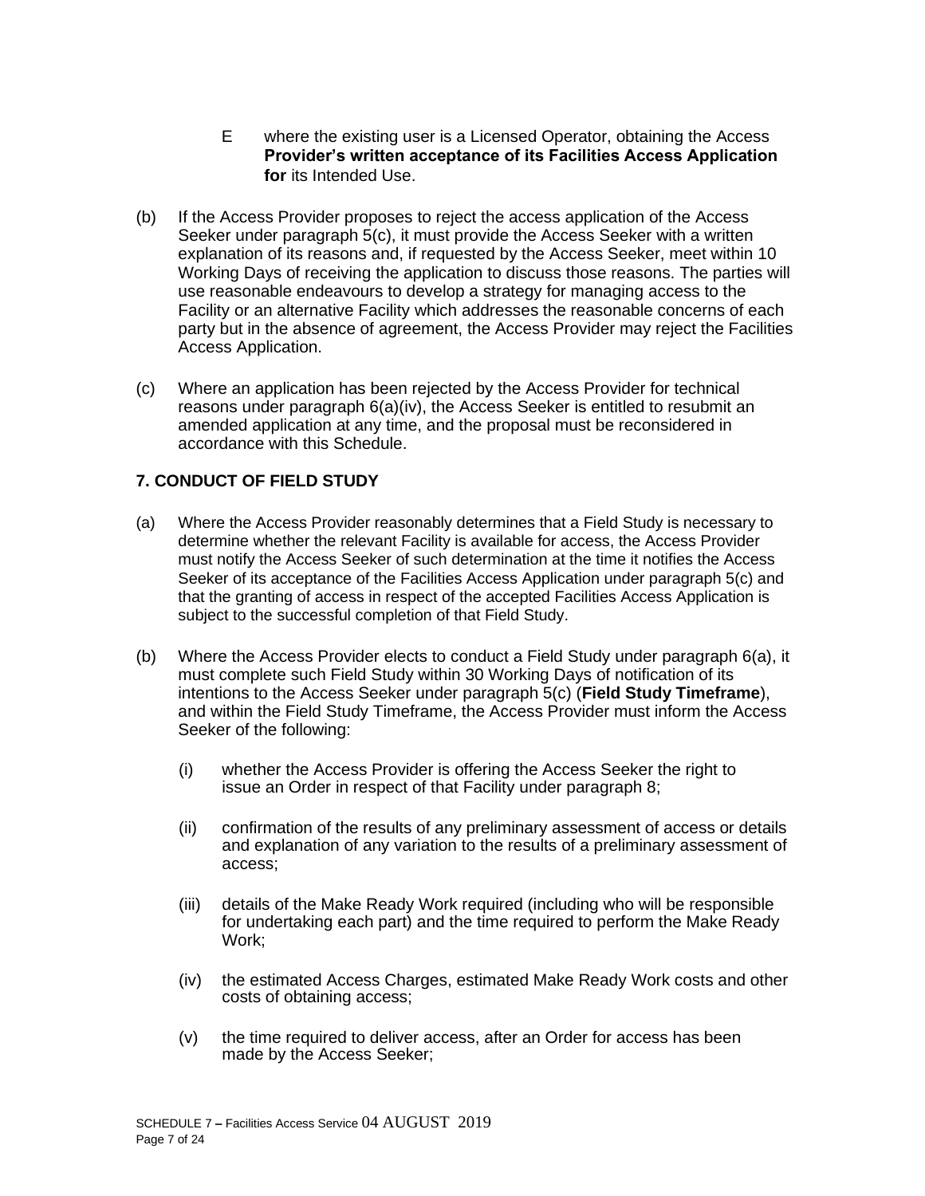E where the existing user is a Licensed Operator, obtaining the Access **Provider's written acceptance of its Facilities Access Application for** its Intended Use.

(b) If the Access Provider proposes to reject the access application of the Access Seeker under paragraph 5(c), it must provide the Access Seeker with a written explanation of its reasons and, if requested by the Access Seeker, meet within 10 Working Days of receiving the application to discuss those reasons. The parties will use reasonable endeavours to develop a strategy for managing access to the Facility or an alternative Facility which addresses the reasonable concerns of each party but in the absence of agreement, the Access Provider may reject the Facilities Access Application.

(c) Where an application has been rejected by the Access Provider for technical reasons under paragraph 6(a)(iv), the Access Seeker is entitled to resubmit an amended application at any time, and the proposal must be reconsidered in accordance with this Schedule.

## 7. CONDUCT OF FIELD STUDY

(a) Where the Access Provider reasonably determines that a Field Study is necessary to determine whether the relevant Facility is available for access, the Access Provider must notify the Access Seeker of such determination at the time it notifies the Access Seeker of its acceptance of the Facilities Access Application under paragraph 5(c) and that the granting of access in respect of the accepted Facilities Access Application is subject to the successful completion of that Field Study.

(b) Where the Access Provider elects to conduct a Field Study under paragraph 6(a), it must complete such Field Study within 30 Working Days of notification of its intentions to the Access Seeker under paragraph 5(c) (**Field Study Timeframe**), and within the Field Study Timeframe, the Access Provider must inform the Access Seeker of the following:

  (i) whether the Access Provider is offering the Access Seeker the right to issue an Order in respect of that Facility under paragraph 8;

  (ii) confirmation of the results of any preliminary assessment of access or details and explanation of any variation to the results of a preliminary assessment of access;

  (iii) details of the Make Ready Work required (including who will be responsible for undertaking each part) and the time required to perform the Make Ready Work;

  (iv) the estimated Access Charges, estimated Make Ready Work costs and other costs of obtaining access;

  (v) the time required to deliver access, after an Order for access has been made by the Access Seeker;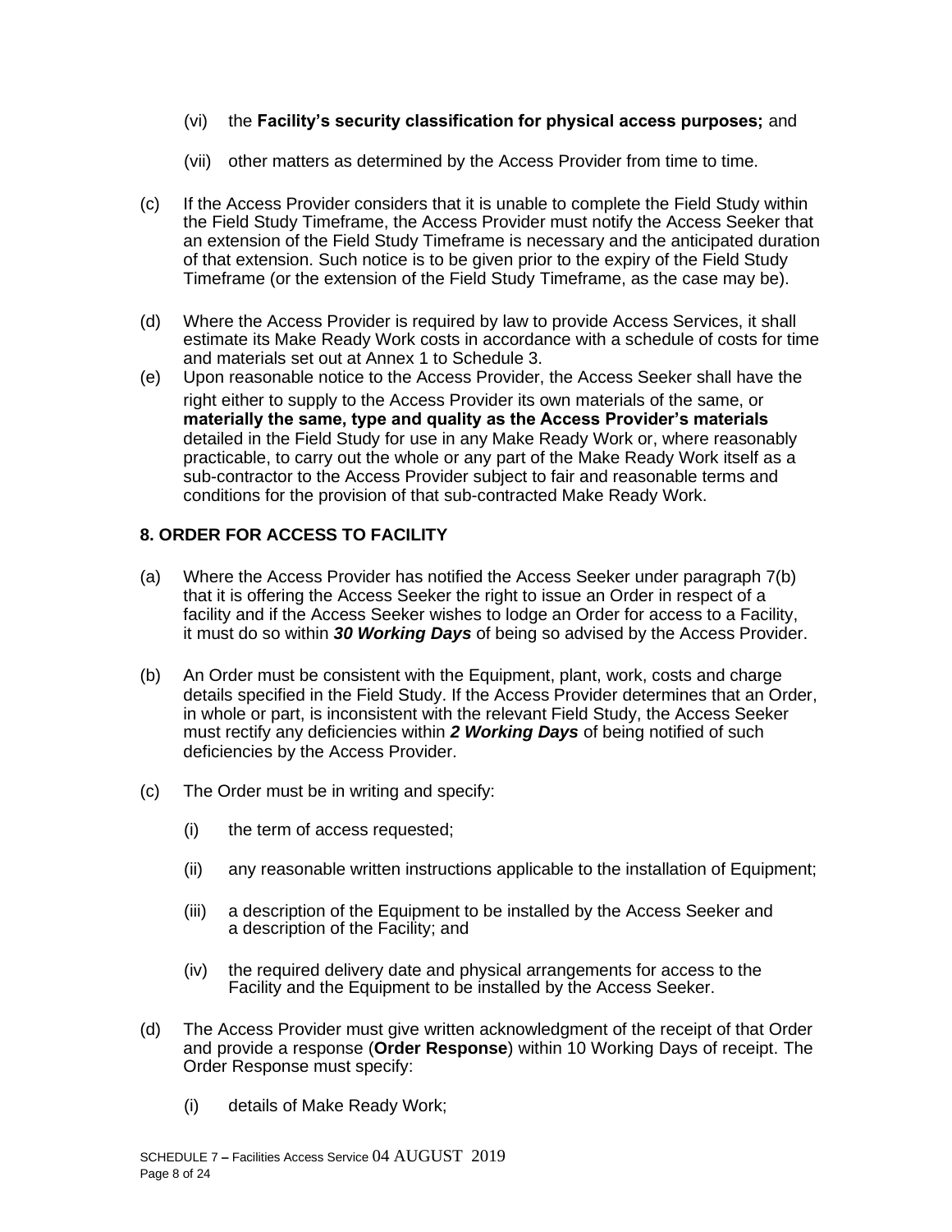(vi) the **Facility's security classification for physical access purposes;** and

(vii) other matters as determined by the Access Provider from time to time.

(c) If the Access Provider considers that it is unable to complete the Field Study within the Field Study Timeframe, the Access Provider must notify the Access Seeker that an extension of the Field Study Timeframe is necessary and the anticipated duration of that extension. Such notice is to be given prior to the expiry of the Field Study Timeframe (or the extension of the Field Study Timeframe, as the case may be).

(d) Where the Access Provider is required by law to provide Access Services, it shall estimate its Make Ready Work costs in accordance with a schedule of costs for time and materials set out at Annex 1 to Schedule 3.

(e) Upon reasonable notice to the Access Provider, the Access Seeker shall have the right either to supply to the Access Provider its own materials of the same, or **materially the same, type and quality as the Access Provider's materials** detailed in the Field Study for use in any Make Ready Work or, where reasonably practicable, to carry out the whole or any part of the Make Ready Work itself as a sub-contractor to the Access Provider subject to fair and reasonable terms and conditions for the provision of that sub-contracted Make Ready Work.

## 8. ORDER FOR ACCESS TO FACILITY

(a) Where the Access Provider has notified the Access Seeker under paragraph 7(b) that it is offering the Access Seeker the right to issue an Order in respect of a facility and if the Access Seeker wishes to lodge an Order for access to a Facility, it must do so within ***30 Working Days*** of being so advised by the Access Provider.

(b) An Order must be consistent with the Equipment, plant, work, costs and charge details specified in the Field Study. If the Access Provider determines that an Order, in whole or part, is inconsistent with the relevant Field Study, the Access Seeker must rectify any deficiencies within ***2 Working Days*** of being notified of such deficiencies by the Access Provider.

(c) The Order must be in writing and specify:

(i) the term of access requested;

(ii) any reasonable written instructions applicable to the installation of Equipment;

(iii) a description of the Equipment to be installed by the Access Seeker and a description of the Facility; and

(iv) the required delivery date and physical arrangements for access to the Facility and the Equipment to be installed by the Access Seeker.

(d) The Access Provider must give written acknowledgment of the receipt of that Order and provide a response (**Order Response**) within 10 Working Days of receipt. The Order Response must specify:

(i) details of Make Ready Work;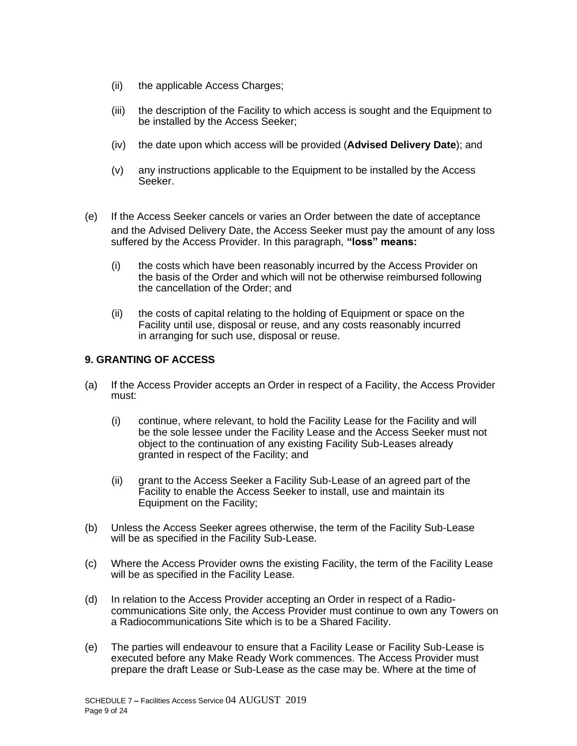(ii) the applicable Access Charges;

(iii) the description of the Facility to which access is sought and the Equipment to be installed by the Access Seeker;

(iv) the date upon which access will be provided (**Advised Delivery Date**); and

(v) any instructions applicable to the Equipment to be installed by the Access Seeker.

(e) If the Access Seeker cancels or varies an Order between the date of acceptance and the Advised Delivery Date, the Access Seeker must pay the amount of any loss suffered by the Access Provider. In this paragraph, **"loss" means:**

(i) the costs which have been reasonably incurred by the Access Provider on the basis of the Order and which will not be otherwise reimbursed following the cancellation of the Order; and

(ii) the costs of capital relating to the holding of Equipment or space on the Facility until use, disposal or reuse, and any costs reasonably incurred in arranging for such use, disposal or reuse.

## 9. GRANTING OF ACCESS

(a) If the Access Provider accepts an Order in respect of a Facility, the Access Provider must:

(i) continue, where relevant, to hold the Facility Lease for the Facility and will be the sole lessee under the Facility Lease and the Access Seeker must not object to the continuation of any existing Facility Sub-Leases already granted in respect of the Facility; and

(ii) grant to the Access Seeker a Facility Sub-Lease of an agreed part of the Facility to enable the Access Seeker to install, use and maintain its Equipment on the Facility;

(b) Unless the Access Seeker agrees otherwise, the term of the Facility Sub-Lease will be as specified in the Facility Sub-Lease.

(c) Where the Access Provider owns the existing Facility, the term of the Facility Lease will be as specified in the Facility Lease.

(d) In relation to the Access Provider accepting an Order in respect of a Radio-communications Site only, the Access Provider must continue to own any Towers on a Radiocommunications Site which is to be a Shared Facility.

(e) The parties will endeavour to ensure that a Facility Lease or Facility Sub-Lease is executed before any Make Ready Work commences. The Access Provider must prepare the draft Lease or Sub-Lease as the case may be. Where at the time of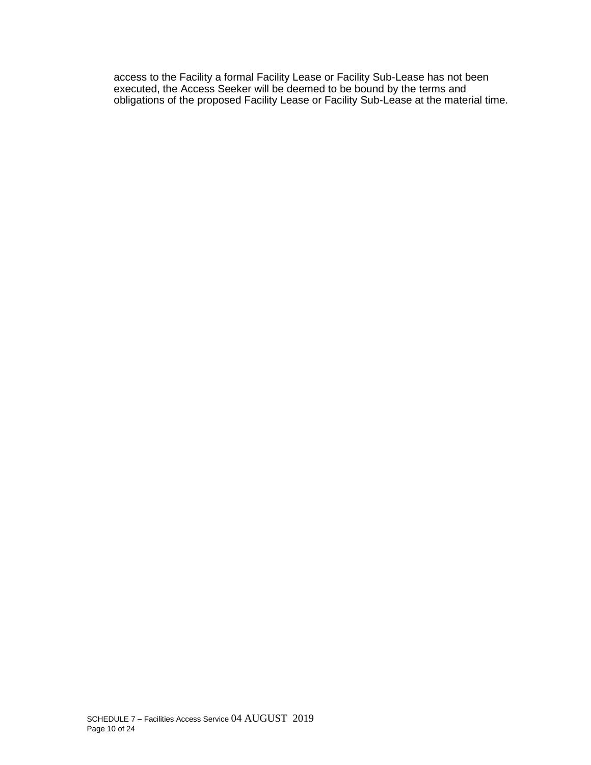access to the Facility a formal Facility Lease or Facility Sub-Lease has not been executed, the Access Seeker will be deemed to be bound by the terms and obligations of the proposed Facility Lease or Facility Sub-Lease at the material time.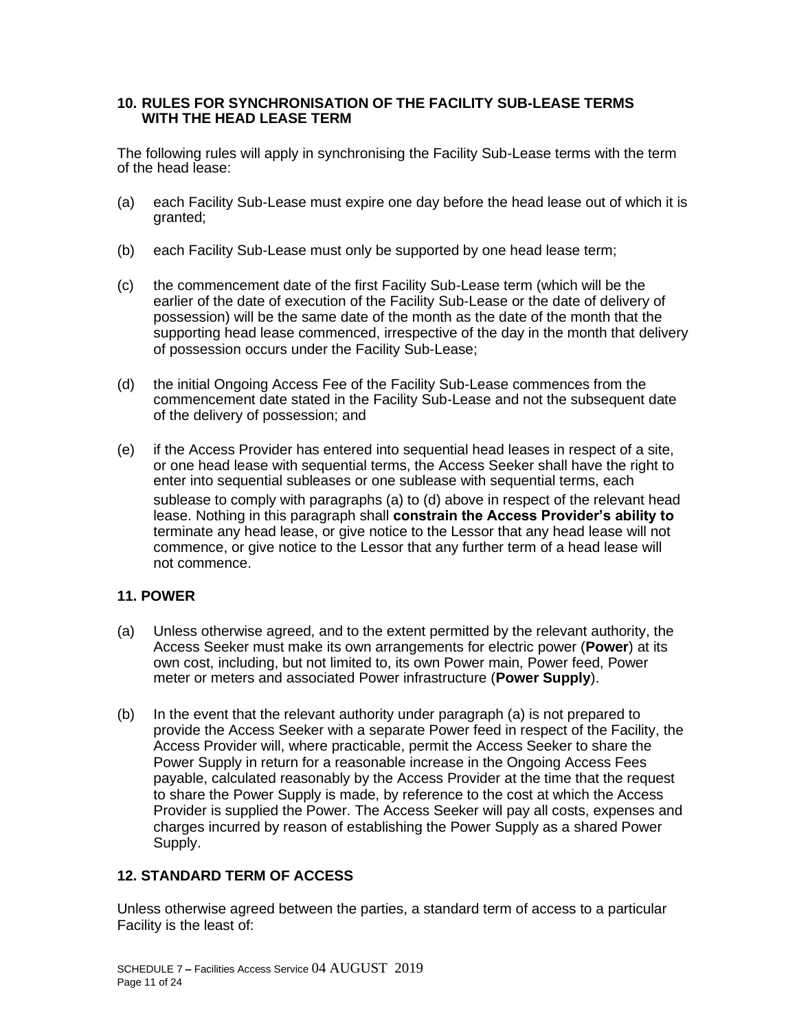## 10. RULES FOR SYNCHRONISATION OF THE FACILITY SUB-LEASE TERMS WITH THE HEAD LEASE TERM

The following rules will apply in synchronising the Facility Sub-Lease terms with the term of the head lease:

(a) each Facility Sub-Lease must expire one day before the head lease out of which it is granted;

(b) each Facility Sub-Lease must only be supported by one head lease term;

(c) the commencement date of the first Facility Sub-Lease term (which will be the earlier of the date of execution of the Facility Sub-Lease or the date of delivery of possession) will be the same date of the month as the date of the month that the supporting head lease commenced, irrespective of the day in the month that delivery of possession occurs under the Facility Sub-Lease;

(d) the initial Ongoing Access Fee of the Facility Sub-Lease commences from the commencement date stated in the Facility Sub-Lease and not the subsequent date of the delivery of possession; and

(e) if the Access Provider has entered into sequential head leases in respect of a site, or one head lease with sequential terms, the Access Seeker shall have the right to enter into sequential subleases or one sublease with sequential terms, each sublease to comply with paragraphs (a) to (d) above in respect of the relevant head lease. Nothing in this paragraph shall **constrain the Access Provider's ability to** terminate any head lease, or give notice to the Lessor that any head lease will not commence, or give notice to the Lessor that any further term of a head lease will not commence.

## 11. POWER

(a) Unless otherwise agreed, and to the extent permitted by the relevant authority, the Access Seeker must make its own arrangements for electric power (**Power**) at its own cost, including, but not limited to, its own Power main, Power feed, Power meter or meters and associated Power infrastructure (**Power Supply**).

(b) In the event that the relevant authority under paragraph (a) is not prepared to provide the Access Seeker with a separate Power feed in respect of the Facility, the Access Provider will, where practicable, permit the Access Seeker to share the Power Supply in return for a reasonable increase in the Ongoing Access Fees payable, calculated reasonably by the Access Provider at the time that the request to share the Power Supply is made, by reference to the cost at which the Access Provider is supplied the Power. The Access Seeker will pay all costs, expenses and charges incurred by reason of establishing the Power Supply as a shared Power Supply.

## 12. STANDARD TERM OF ACCESS

Unless otherwise agreed between the parties, a standard term of access to a particular Facility is the least of: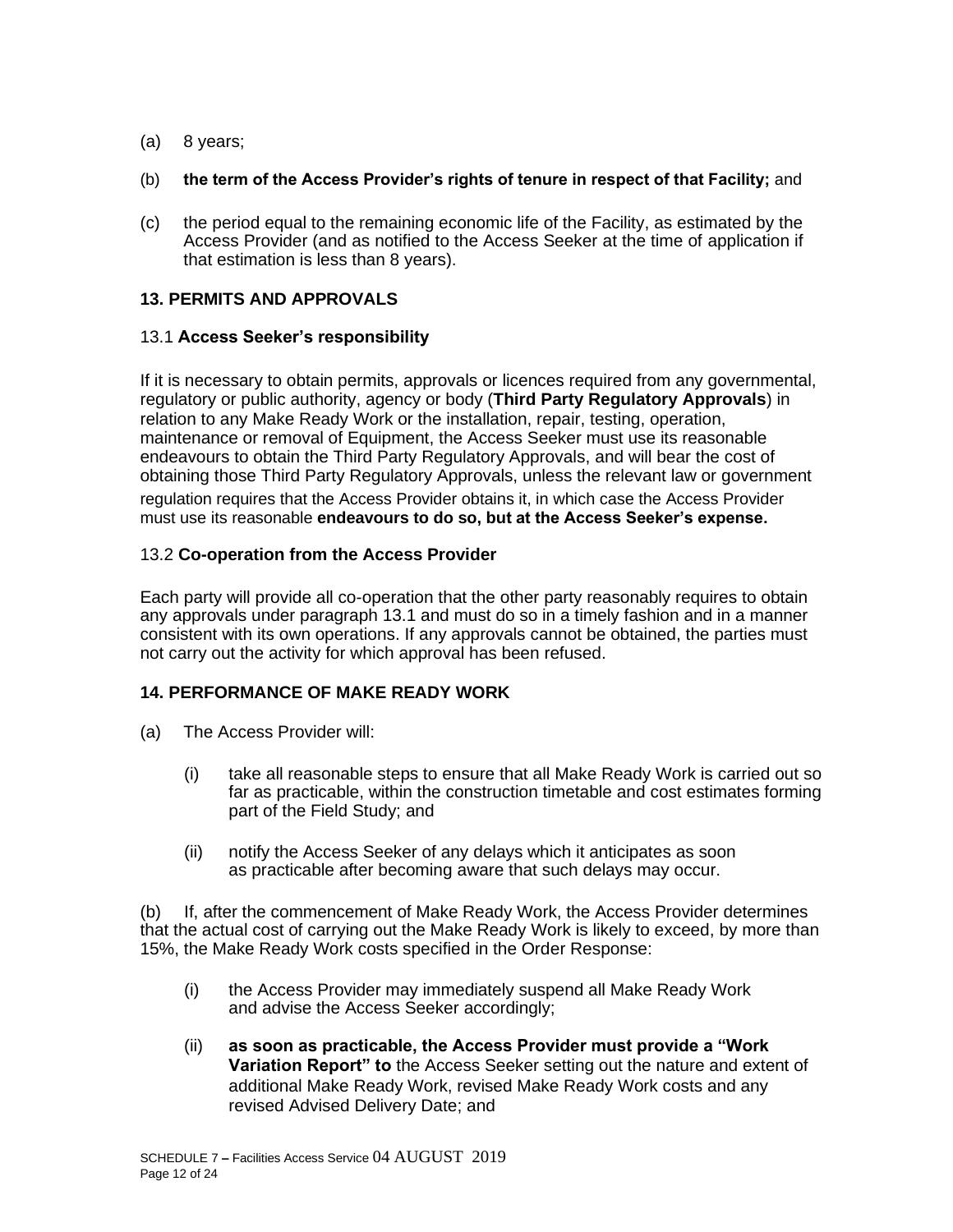(a) 8 years;

(b) **the term of the Access Provider's rights of tenure in respect of that Facility;** and

(c) the period equal to the remaining economic life of the Facility, as estimated by the Access Provider (and as notified to the Access Seeker at the time of application if that estimation is less than 8 years).

## 13. PERMITS AND APPROVALS

### 13.1 Access Seeker's responsibility

If it is necessary to obtain permits, approvals or licences required from any governmental, regulatory or public authority, agency or body (**Third Party Regulatory Approvals**) in relation to any Make Ready Work or the installation, repair, testing, operation, maintenance or removal of Equipment, the Access Seeker must use its reasonable endeavours to obtain the Third Party Regulatory Approvals, and will bear the cost of obtaining those Third Party Regulatory Approvals, unless the relevant law or government regulation requires that the Access Provider obtains it, in which case the Access Provider must use its reasonable **endeavours to do so, but at the Access Seeker's expense.**

### 13.2 Co-operation from the Access Provider

Each party will provide all co-operation that the other party reasonably requires to obtain any approvals under paragraph 13.1 and must do so in a timely fashion and in a manner consistent with its own operations. If any approvals cannot be obtained, the parties must not carry out the activity for which approval has been refused.

## 14. PERFORMANCE OF MAKE READY WORK

(a) The Access Provider will:

  (i) take all reasonable steps to ensure that all Make Ready Work is carried out so far as practicable, within the construction timetable and cost estimates forming part of the Field Study; and

  (ii) notify the Access Seeker of any delays which it anticipates as soon as practicable after becoming aware that such delays may occur.

(b) If, after the commencement of Make Ready Work, the Access Provider determines that the actual cost of carrying out the Make Ready Work is likely to exceed, by more than 15%, the Make Ready Work costs specified in the Order Response:

  (i) the Access Provider may immediately suspend all Make Ready Work and advise the Access Seeker accordingly;

  (ii) **as soon as practicable, the Access Provider must provide a "Work Variation Report" to** the Access Seeker setting out the nature and extent of additional Make Ready Work, revised Make Ready Work costs and any revised Advised Delivery Date; and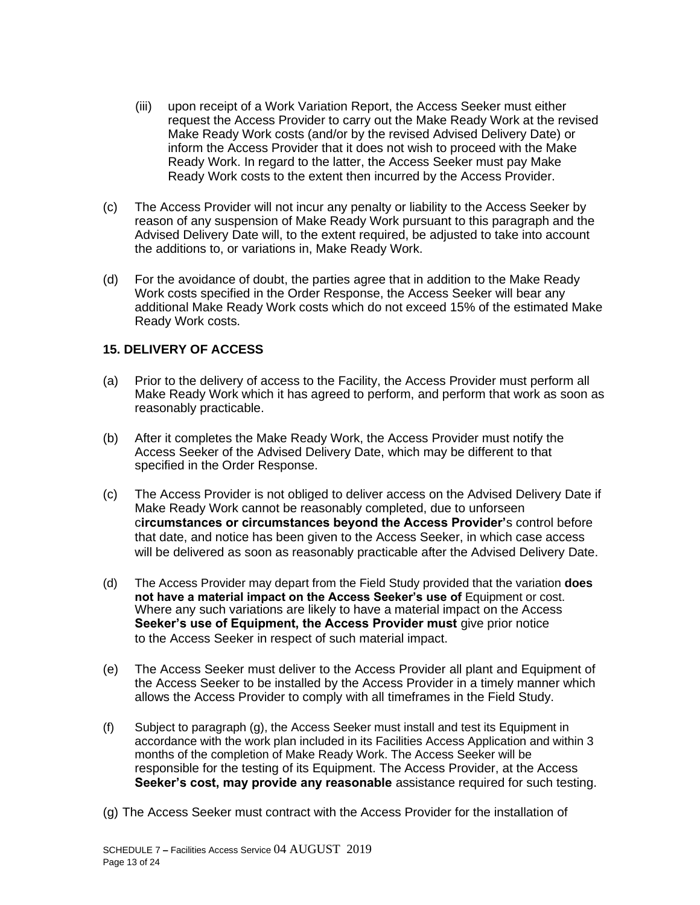(iii) upon receipt of a Work Variation Report, the Access Seeker must either request the Access Provider to carry out the Make Ready Work at the revised Make Ready Work costs (and/or by the revised Advised Delivery Date) or inform the Access Provider that it does not wish to proceed with the Make Ready Work. In regard to the latter, the Access Seeker must pay Make Ready Work costs to the extent then incurred by the Access Provider.

(c) The Access Provider will not incur any penalty or liability to the Access Seeker by reason of any suspension of Make Ready Work pursuant to this paragraph and the Advised Delivery Date will, to the extent required, be adjusted to take into account the additions to, or variations in, Make Ready Work.

(d) For the avoidance of doubt, the parties agree that in addition to the Make Ready Work costs specified in the Order Response, the Access Seeker will bear any additional Make Ready Work costs which do not exceed 15% of the estimated Make Ready Work costs.

## 15. DELIVERY OF ACCESS

(a) Prior to the delivery of access to the Facility, the Access Provider must perform all Make Ready Work which it has agreed to perform, and perform that work as soon as reasonably practicable.

(b) After it completes the Make Ready Work, the Access Provider must notify the Access Seeker of the Advised Delivery Date, which may be different to that specified in the Order Response.

(c) The Access Provider is not obliged to deliver access on the Advised Delivery Date if Make Ready Work cannot be reasonably completed, due to unforseen circumstances or circumstances beyond the Access Provider's control before that date, and notice has been given to the Access Seeker, in which case access will be delivered as soon as reasonably practicable after the Advised Delivery Date.

(d) The Access Provider may depart from the Field Study provided that the variation does not have a material impact on the Access Seeker's use of Equipment or cost. Where any such variations are likely to have a material impact on the Access Seeker's use of Equipment, the Access Provider must give prior notice to the Access Seeker in respect of such material impact.

(e) The Access Seeker must deliver to the Access Provider all plant and Equipment of the Access Seeker to be installed by the Access Provider in a timely manner which allows the Access Provider to comply with all timeframes in the Field Study.

(f) Subject to paragraph (g), the Access Seeker must install and test its Equipment in accordance with the work plan included in its Facilities Access Application and within 3 months of the completion of Make Ready Work. The Access Seeker will be responsible for the testing of its Equipment. The Access Provider, at the Access Seeker's cost, may provide any reasonable assistance required for such testing.

(g) The Access Seeker must contract with the Access Provider for the installation of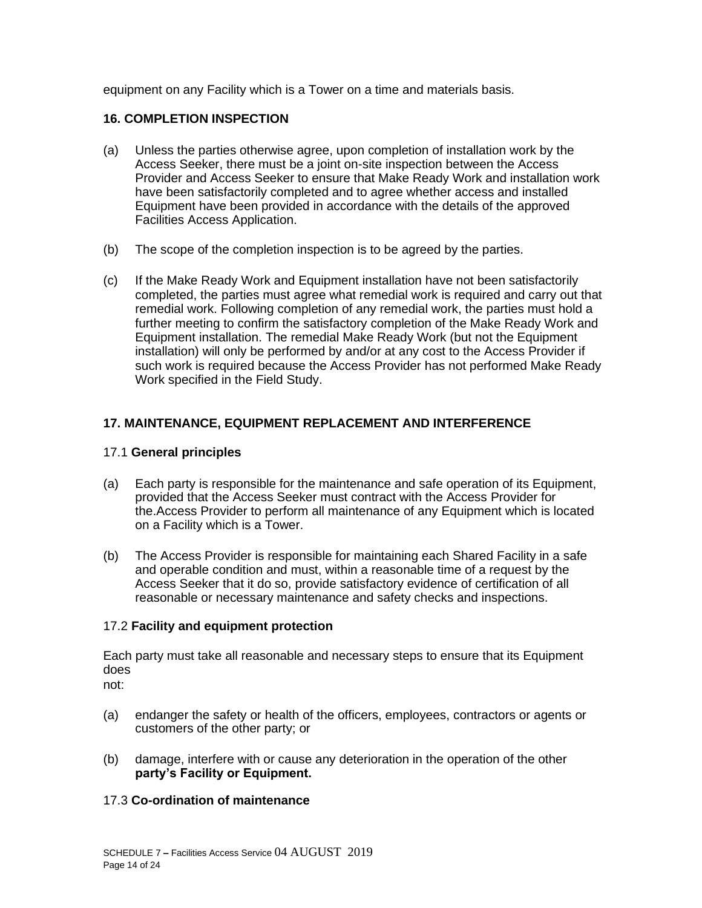equipment on any Facility which is a Tower on a time and materials basis.

## 16. COMPLETION INSPECTION

(a) Unless the parties otherwise agree, upon completion of installation work by the Access Seeker, there must be a joint on-site inspection between the Access Provider and Access Seeker to ensure that Make Ready Work and installation work have been satisfactorily completed and to agree whether access and installed Equipment have been provided in accordance with the details of the approved Facilities Access Application.

(b) The scope of the completion inspection is to be agreed by the parties.

(c) If the Make Ready Work and Equipment installation have not been satisfactorily completed, the parties must agree what remedial work is required and carry out that remedial work. Following completion of any remedial work, the parties must hold a further meeting to confirm the satisfactory completion of the Make Ready Work and Equipment installation. The remedial Make Ready Work (but not the Equipment installation) will only be performed by and/or at any cost to the Access Provider if such work is required because the Access Provider has not performed Make Ready Work specified in the Field Study.

## 17. MAINTENANCE, EQUIPMENT REPLACEMENT AND INTERFERENCE

### 17.1 General principles

(a) Each party is responsible for the maintenance and safe operation of its Equipment, provided that the Access Seeker must contract with the Access Provider for the.Access Provider to perform all maintenance of any Equipment which is located on a Facility which is a Tower.

(b) The Access Provider is responsible for maintaining each Shared Facility in a safe and operable condition and must, within a reasonable time of a request by the Access Seeker that it do so, provide satisfactory evidence of certification of all reasonable or necessary maintenance and safety checks and inspections.

### 17.2 Facility and equipment protection

Each party must take all reasonable and necessary steps to ensure that its Equipment does
not:

(a) endanger the safety or health of the officers, employees, contractors or agents or customers of the other party; or

(b) damage, interfere with or cause any deterioration in the operation of the other **party's Facility or Equipment.**

### 17.3 Co-ordination of maintenance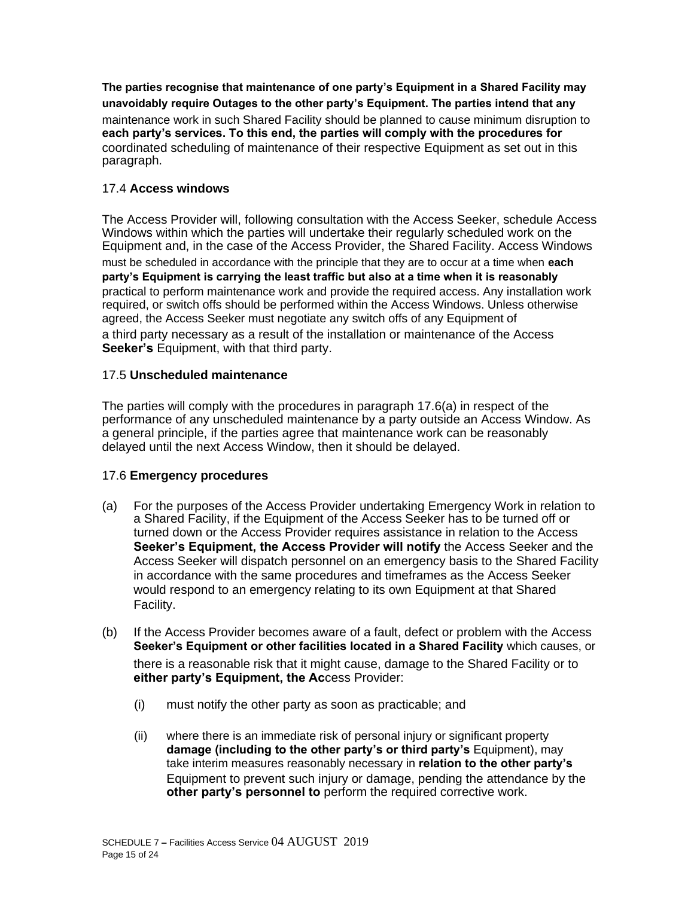The parties recognise that maintenance of one party's Equipment in a Shared Facility may unavoidably require Outages to the other party's Equipment. The parties intend that any maintenance work in such Shared Facility should be planned to cause minimum disruption to each party's services. To this end, the parties will comply with the procedures for coordinated scheduling of maintenance of their respective Equipment as set out in this paragraph.

### 17.4 **Access windows**

The Access Provider will, following consultation with the Access Seeker, schedule Access Windows within which the parties will undertake their regularly scheduled work on the Equipment and, in the case of the Access Provider, the Shared Facility. Access Windows must be scheduled in accordance with the principle that they are to occur at a time when each party's Equipment is carrying the least traffic but also at a time when it is reasonably practical to perform maintenance work and provide the required access. Any installation work required, or switch offs should be performed within the Access Windows. Unless otherwise agreed, the Access Seeker must negotiate any switch offs of any Equipment of a third party necessary as a result of the installation or maintenance of the Access Seeker's Equipment, with that third party.

### 17.5 **Unscheduled maintenance**

The parties will comply with the procedures in paragraph 17.6(a) in respect of the performance of any unscheduled maintenance by a party outside an Access Window. As a general principle, if the parties agree that maintenance work can be reasonably delayed until the next Access Window, then it should be delayed.

### 17.6 **Emergency procedures**

(a) For the purposes of the Access Provider undertaking Emergency Work in relation to a Shared Facility, if the Equipment of the Access Seeker has to be turned off or turned down or the Access Provider requires assistance in relation to the Access Seeker's Equipment, the Access Provider will notify the Access Seeker and the Access Seeker will dispatch personnel on an emergency basis to the Shared Facility in accordance with the same procedures and timeframes as the Access Seeker would respond to an emergency relating to its own Equipment at that Shared Facility.

(b) If the Access Provider becomes aware of a fault, defect or problem with the Access Seeker's Equipment or other facilities located in a Shared Facility which causes, or there is a reasonable risk that it might cause, damage to the Shared Facility or to either party's Equipment, the Access Provider:

   (i) must notify the other party as soon as practicable; and

   (ii) where there is an immediate risk of personal injury or significant property damage (including to the other party's or third party's Equipment), may take interim measures reasonably necessary in relation to the other party's Equipment to prevent such injury or damage, pending the attendance by the other party's personnel to perform the required corrective work.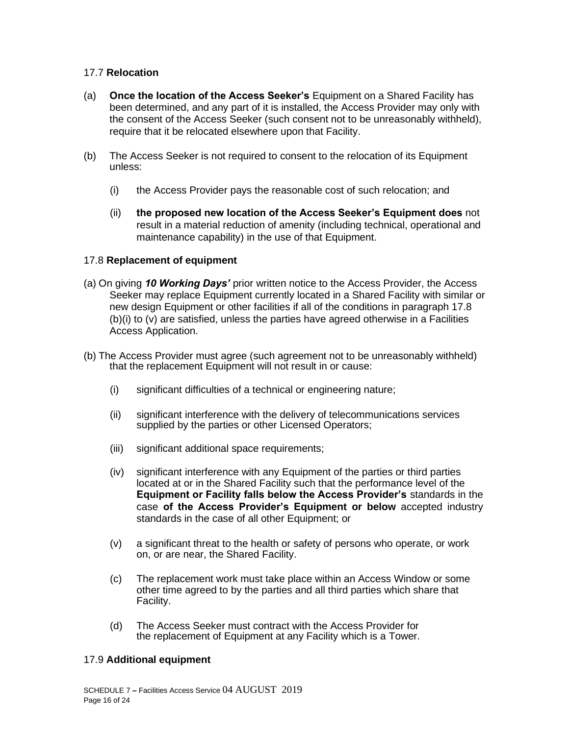### 17.7 **Relocation**

(a) **Once the location of the Access Seeker's** Equipment on a Shared Facility has been determined, and any part of it is installed, the Access Provider may only with the consent of the Access Seeker (such consent not to be unreasonably withheld), require that it be relocated elsewhere upon that Facility.

(b) The Access Seeker is not required to consent to the relocation of its Equipment unless:

  (i) the Access Provider pays the reasonable cost of such relocation; and

  (ii) **the proposed new location of the Access Seeker's Equipment does** not result in a material reduction of amenity (including technical, operational and maintenance capability) in the use of that Equipment.

### 17.8 **Replacement of equipment**

(a) On giving ***10 Working Days'*** prior written notice to the Access Provider, the Access Seeker may replace Equipment currently located in a Shared Facility with similar or new design Equipment or other facilities if all of the conditions in paragraph 17.8 (b)(i) to (v) are satisfied, unless the parties have agreed otherwise in a Facilities Access Application.

(b) The Access Provider must agree (such agreement not to be unreasonably withheld) that the replacement Equipment will not result in or cause:

  (i) significant difficulties of a technical or engineering nature;

  (ii) significant interference with the delivery of telecommunications services supplied by the parties or other Licensed Operators;

  (iii) significant additional space requirements;

  (iv) significant interference with any Equipment of the parties or third parties located at or in the Shared Facility such that the performance level of the **Equipment or Facility falls below the Access Provider's** standards in the case **of the Access Provider's Equipment or below** accepted industry standards in the case of all other Equipment; or

  (v) a significant threat to the health or safety of persons who operate, or work on, or are near, the Shared Facility.

  (c) The replacement work must take place within an Access Window or some other time agreed to by the parties and all third parties which share that Facility.

  (d) The Access Seeker must contract with the Access Provider for the replacement of Equipment at any Facility which is a Tower.

### 17.9 **Additional equipment**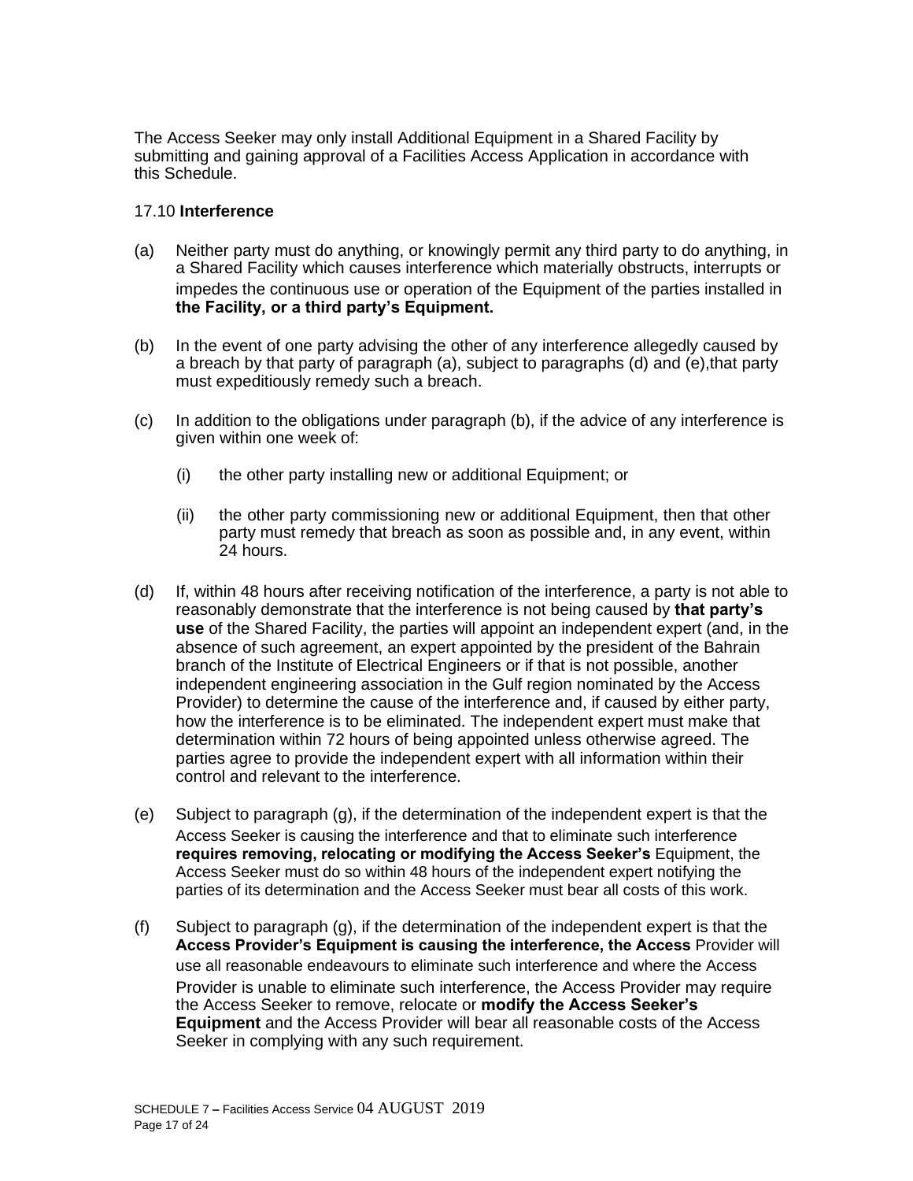The Access Seeker may only install Additional Equipment in a Shared Facility by submitting and gaining approval of a Facilities Access Application in accordance with this Schedule.

17.10 **Interference**

(a) Neither party must do anything, or knowingly permit any third party to do anything, in a Shared Facility which causes interference which materially obstructs, interrupts or impedes the continuous use or operation of the Equipment of the parties installed in **the Facility, or a third party's Equipment.**

(b) In the event of one party advising the other of any interference allegedly caused by a breach by that party of paragraph (a), subject to paragraphs (d) and (e),that party must expeditiously remedy such a breach.

(c) In addition to the obligations under paragraph (b), if the advice of any interference is given within one week of:

  (i) the other party installing new or additional Equipment; or

  (ii) the other party commissioning new or additional Equipment, then that other party must remedy that breach as soon as possible and, in any event, within 24 hours.

(d) If, within 48 hours after receiving notification of the interference, a party is not able to reasonably demonstrate that the interference is not being caused by **that party's use** of the Shared Facility, the parties will appoint an independent expert (and, in the absence of such agreement, an expert appointed by the president of the Bahrain branch of the Institute of Electrical Engineers or if that is not possible, another independent engineering association in the Gulf region nominated by the Access Provider) to determine the cause of the interference and, if caused by either party, how the interference is to be eliminated. The independent expert must make that determination within 72 hours of being appointed unless otherwise agreed. The parties agree to provide the independent expert with all information within their control and relevant to the interference.

(e) Subject to paragraph (g), if the determination of the independent expert is that the Access Seeker is causing the interference and that to eliminate such interference **requires removing, relocating or modifying the Access Seeker's** Equipment, the Access Seeker must do so within 48 hours of the independent expert notifying the parties of its determination and the Access Seeker must bear all costs of this work.

(f) Subject to paragraph (g), if the determination of the independent expert is that the **Access Provider's Equipment is causing the interference, the Access** Provider will use all reasonable endeavours to eliminate such interference and where the Access Provider is unable to eliminate such interference, the Access Provider may require the Access Seeker to remove, relocate or **modify the Access Seeker's Equipment** and the Access Provider will bear all reasonable costs of the Access Seeker in complying with any such requirement.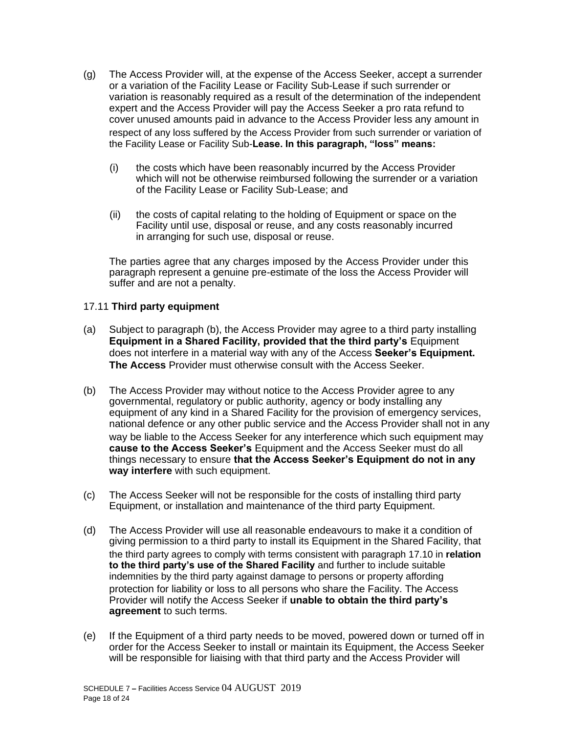(g) The Access Provider will, at the expense of the Access Seeker, accept a surrender or a variation of the Facility Lease or Facility Sub-Lease if such surrender or variation is reasonably required as a result of the determination of the independent expert and the Access Provider will pay the Access Seeker a pro rata refund to cover unused amounts paid in advance to the Access Provider less any amount in respect of any loss suffered by the Access Provider from such surrender or variation of the Facility Lease or Facility Sub-**Lease. In this paragraph, "loss" means:**

   (i) the costs which have been reasonably incurred by the Access Provider which will not be otherwise reimbursed following the surrender or a variation of the Facility Lease or Facility Sub-Lease; and

   (ii) the costs of capital relating to the holding of Equipment or space on the Facility until use, disposal or reuse, and any costs reasonably incurred in arranging for such use, disposal or reuse.

   The parties agree that any charges imposed by the Access Provider under this paragraph represent a genuine pre-estimate of the loss the Access Provider will suffer and are not a penalty.

17.11 **Third party equipment**

(a) Subject to paragraph (b), the Access Provider may agree to a third party installing **Equipment in a Shared Facility, provided that the third party's** Equipment does not interfere in a material way with any of the Access **Seeker's Equipment. The Access** Provider must otherwise consult with the Access Seeker.

(b) The Access Provider may without notice to the Access Provider agree to any governmental, regulatory or public authority, agency or body installing any equipment of any kind in a Shared Facility for the provision of emergency services, national defence or any other public service and the Access Provider shall not in any way be liable to the Access Seeker for any interference which such equipment may **cause to the Access Seeker's** Equipment and the Access Seeker must do all things necessary to ensure **that the Access Seeker's Equipment do not in any way interfere** with such equipment.

(c) The Access Seeker will not be responsible for the costs of installing third party Equipment, or installation and maintenance of the third party Equipment.

(d) The Access Provider will use all reasonable endeavours to make it a condition of giving permission to a third party to install its Equipment in the Shared Facility, that the third party agrees to comply with terms consistent with paragraph 17.10 in **relation to the third party's use of the Shared Facility** and further to include suitable indemnities by the third party against damage to persons or property affording protection for liability or loss to all persons who share the Facility. The Access Provider will notify the Access Seeker if **unable to obtain the third party's agreement** to such terms.

(e) If the Equipment of a third party needs to be moved, powered down or turned off in order for the Access Seeker to install or maintain its Equipment, the Access Seeker will be responsible for liaising with that third party and the Access Provider will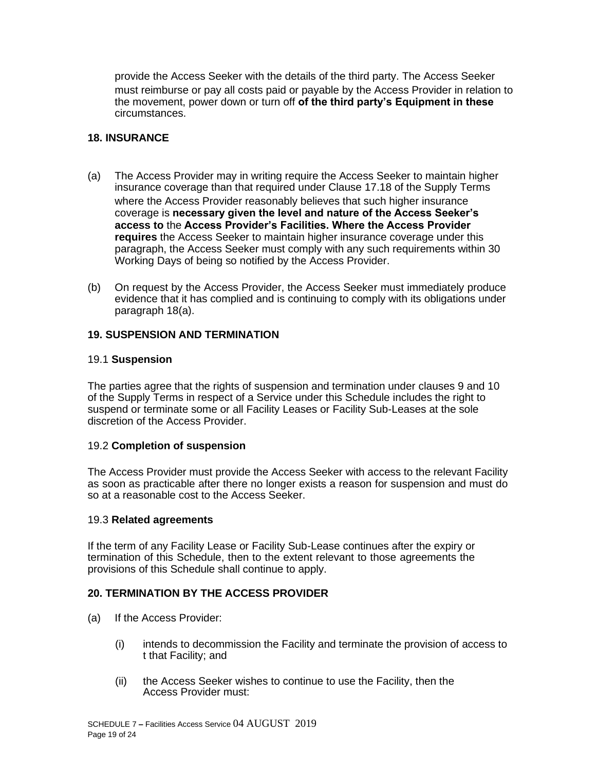provide the Access Seeker with the details of the third party. The Access Seeker must reimburse or pay all costs paid or payable by the Access Provider in relation to the movement, power down or turn off **of the third party's Equipment in these** circumstances.

## 18. INSURANCE

(a) The Access Provider may in writing require the Access Seeker to maintain higher insurance coverage than that required under Clause 17.18 of the Supply Terms where the Access Provider reasonably believes that such higher insurance coverage is **necessary given the level and nature of the Access Seeker's access to** the **Access Provider's Facilities. Where the Access Provider requires** the Access Seeker to maintain higher insurance coverage under this paragraph, the Access Seeker must comply with any such requirements within 30 Working Days of being so notified by the Access Provider.

(b) On request by the Access Provider, the Access Seeker must immediately produce evidence that it has complied and is continuing to comply with its obligations under paragraph 18(a).

## 19. SUSPENSION AND TERMINATION

### 19.1 **Suspension**

The parties agree that the rights of suspension and termination under clauses 9 and 10 of the Supply Terms in respect of a Service under this Schedule includes the right to suspend or terminate some or all Facility Leases or Facility Sub-Leases at the sole discretion of the Access Provider.

### 19.2 **Completion of suspension**

The Access Provider must provide the Access Seeker with access to the relevant Facility as soon as practicable after there no longer exists a reason for suspension and must do so at a reasonable cost to the Access Seeker.

### 19.3 **Related agreements**

If the term of any Facility Lease or Facility Sub-Lease continues after the expiry or termination of this Schedule, then to the extent relevant to those agreements the provisions of this Schedule shall continue to apply.

## 20. TERMINATION BY THE ACCESS PROVIDER

(a) If the Access Provider:

   (i) intends to decommission the Facility and terminate the provision of access to t that Facility; and

   (ii) the Access Seeker wishes to continue to use the Facility, then the Access Provider must: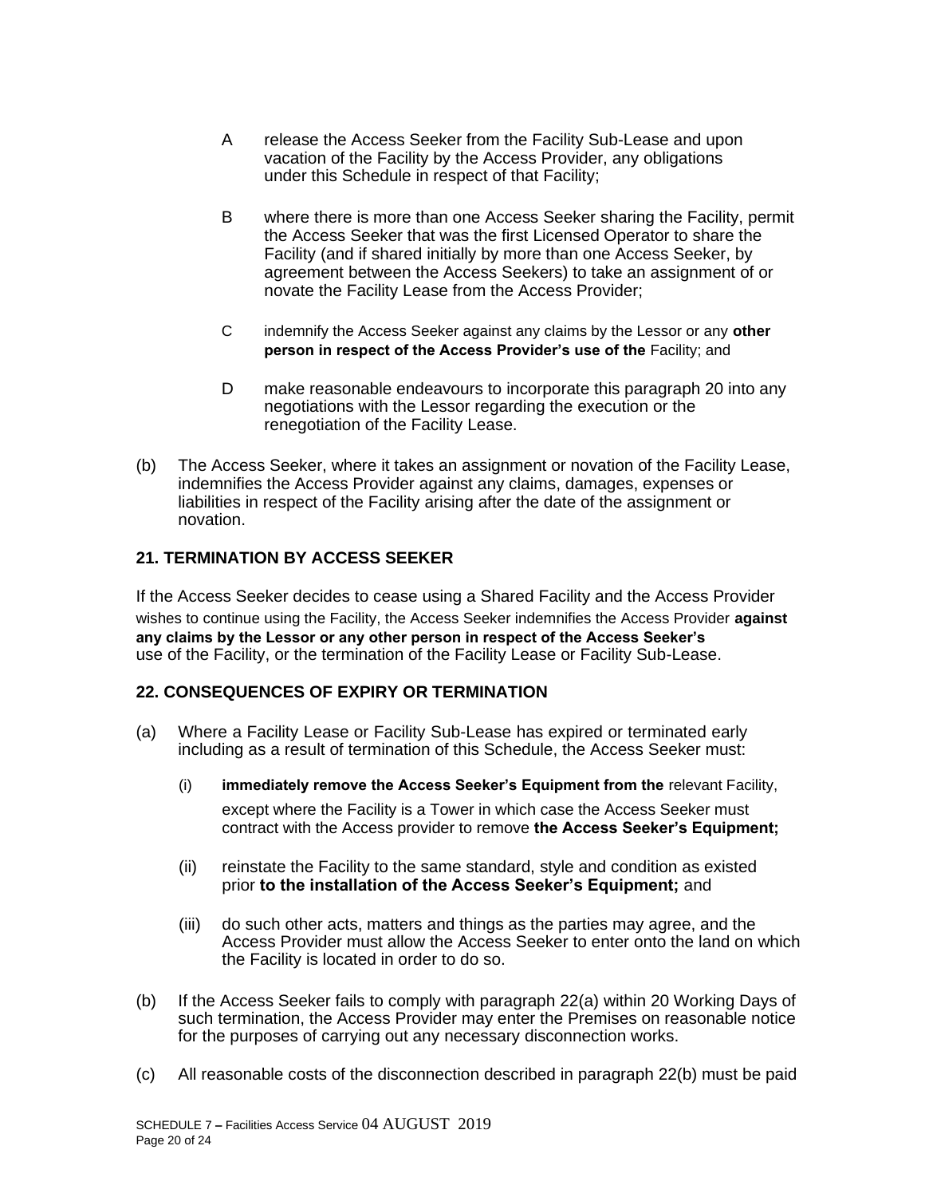A release the Access Seeker from the Facility Sub-Lease and upon vacation of the Facility by the Access Provider, any obligations under this Schedule in respect of that Facility;

B where there is more than one Access Seeker sharing the Facility, permit the Access Seeker that was the first Licensed Operator to share the Facility (and if shared initially by more than one Access Seeker, by agreement between the Access Seekers) to take an assignment of or novate the Facility Lease from the Access Provider;

C indemnify the Access Seeker against any claims by the Lessor or any **other person in respect of the Access Provider's use of the** Facility; and

D make reasonable endeavours to incorporate this paragraph 20 into any negotiations with the Lessor regarding the execution or the renegotiation of the Facility Lease.

(b) The Access Seeker, where it takes an assignment or novation of the Facility Lease, indemnifies the Access Provider against any claims, damages, expenses or liabilities in respect of the Facility arising after the date of the assignment or novation.

## 21. TERMINATION BY ACCESS SEEKER

If the Access Seeker decides to cease using a Shared Facility and the Access Provider wishes to continue using the Facility, the Access Seeker indemnifies the Access Provider **against any claims by the Lessor or any other person in respect of the Access Seeker's** use of the Facility, or the termination of the Facility Lease or Facility Sub-Lease.

## 22. CONSEQUENCES OF EXPIRY OR TERMINATION

(a) Where a Facility Lease or Facility Sub-Lease has expired or terminated early including as a result of termination of this Schedule, the Access Seeker must:

(i) **immediately remove the Access Seeker's Equipment from the** relevant Facility, except where the Facility is a Tower in which case the Access Seeker must contract with the Access provider to remove **the Access Seeker's Equipment;**

(ii) reinstate the Facility to the same standard, style and condition as existed prior **to the installation of the Access Seeker's Equipment;** and

(iii) do such other acts, matters and things as the parties may agree, and the Access Provider must allow the Access Seeker to enter onto the land on which the Facility is located in order to do so.

(b) If the Access Seeker fails to comply with paragraph 22(a) within 20 Working Days of such termination, the Access Provider may enter the Premises on reasonable notice for the purposes of carrying out any necessary disconnection works.

(c) All reasonable costs of the disconnection described in paragraph 22(b) must be paid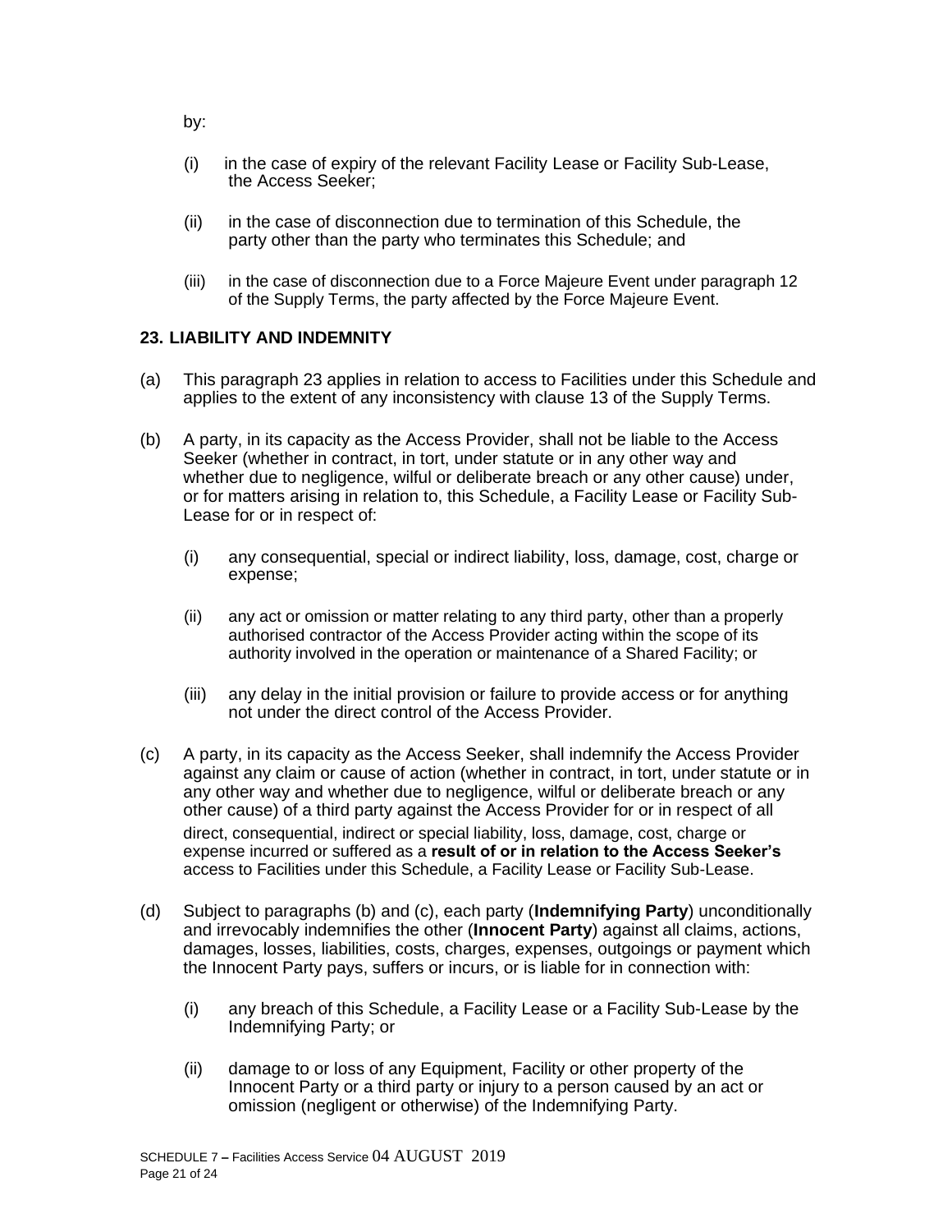by:

(i) in the case of expiry of the relevant Facility Lease or Facility Sub-Lease, the Access Seeker;

(ii) in the case of disconnection due to termination of this Schedule, the party other than the party who terminates this Schedule; and

(iii) in the case of disconnection due to a Force Majeure Event under paragraph 12 of the Supply Terms, the party affected by the Force Majeure Event.

## 23. LIABILITY AND INDEMNITY

(a) This paragraph 23 applies in relation to access to Facilities under this Schedule and applies to the extent of any inconsistency with clause 13 of the Supply Terms.

(b) A party, in its capacity as the Access Provider, shall not be liable to the Access Seeker (whether in contract, in tort, under statute or in any other way and whether due to negligence, wilful or deliberate breach or any other cause) under, or for matters arising in relation to, this Schedule, a Facility Lease or Facility Sub-Lease for or in respect of:

(i) any consequential, special or indirect liability, loss, damage, cost, charge or expense;

(ii) any act or omission or matter relating to any third party, other than a properly authorised contractor of the Access Provider acting within the scope of its authority involved in the operation or maintenance of a Shared Facility; or

(iii) any delay in the initial provision or failure to provide access or for anything not under the direct control of the Access Provider.

(c) A party, in its capacity as the Access Seeker, shall indemnify the Access Provider against any claim or cause of action (whether in contract, in tort, under statute or in any other way and whether due to negligence, wilful or deliberate breach or any other cause) of a third party against the Access Provider for or in respect of all direct, consequential, indirect or special liability, loss, damage, cost, charge or expense incurred or suffered as a **result of or in relation to the Access Seeker's** access to Facilities under this Schedule, a Facility Lease or Facility Sub-Lease.

(d) Subject to paragraphs (b) and (c), each party (**Indemnifying Party**) unconditionally and irrevocably indemnifies the other (**Innocent Party**) against all claims, actions, damages, losses, liabilities, costs, charges, expenses, outgoings or payment which the Innocent Party pays, suffers or incurs, or is liable for in connection with:

(i) any breach of this Schedule, a Facility Lease or a Facility Sub-Lease by the Indemnifying Party; or

(ii) damage to or loss of any Equipment, Facility or other property of the Innocent Party or a third party or injury to a person caused by an act or omission (negligent or otherwise) of the Indemnifying Party.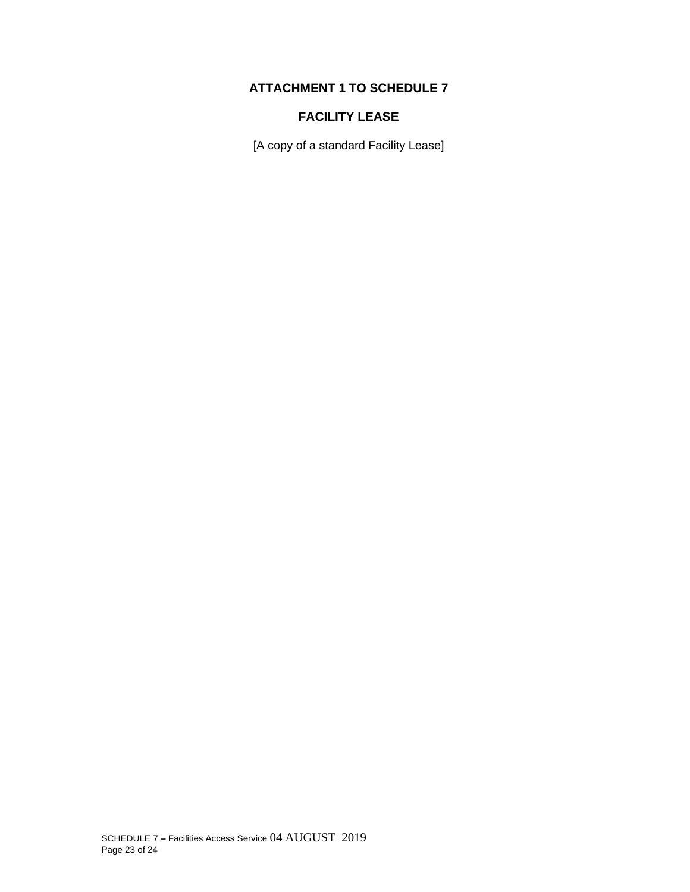## ATTACHMENT 1 TO SCHEDULE 7

## FACILITY LEASE

[A copy of a standard Facility Lease]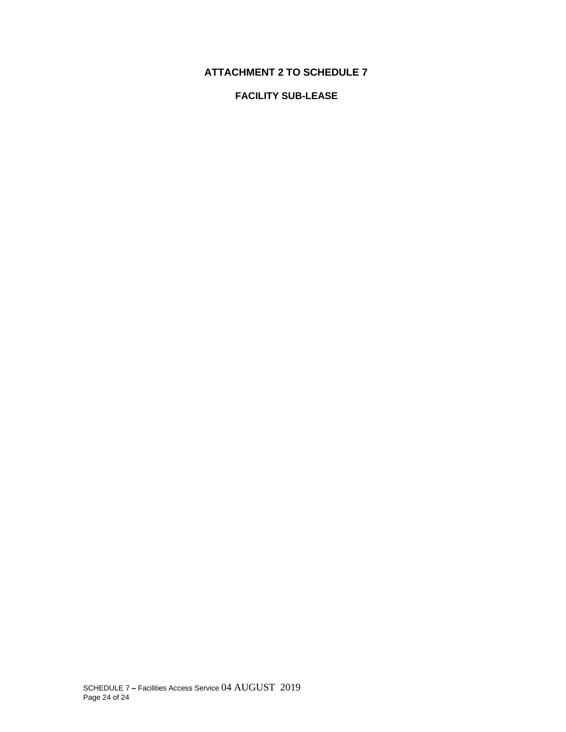# ATTACHMENT 2 TO SCHEDULE 7

## FACILITY SUB-LEASE